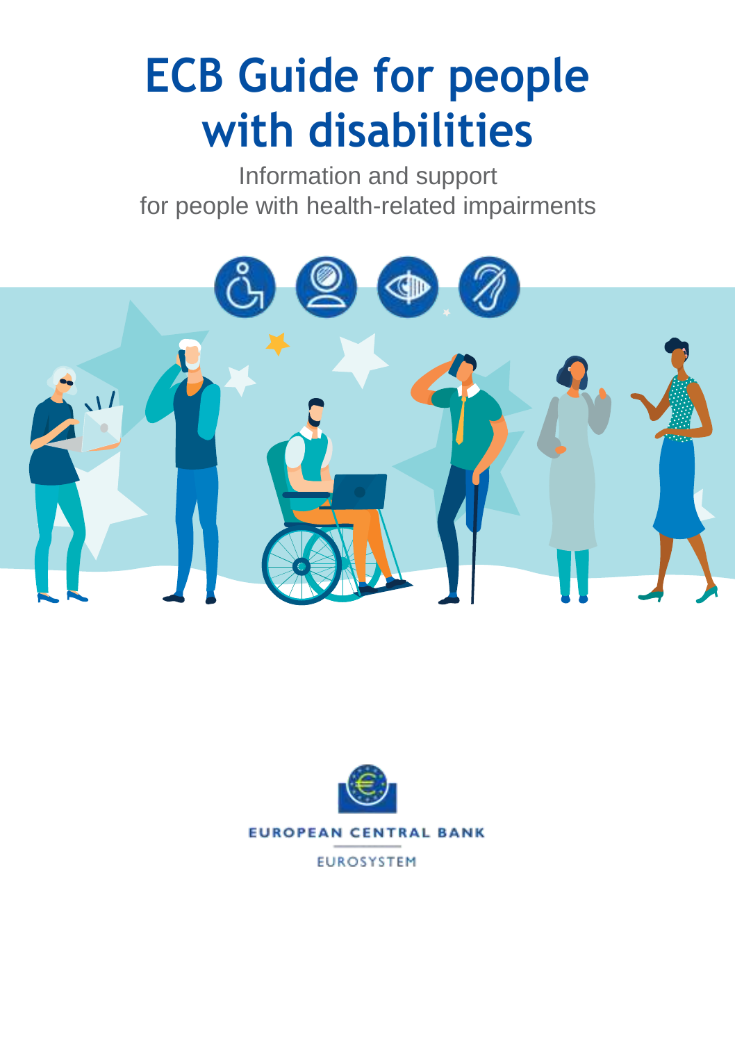# ECB Guide for people with disabilities

Information and support
for people with health-related impairments

EUROPEAN CENTRAL BANK

EUROSYSTEM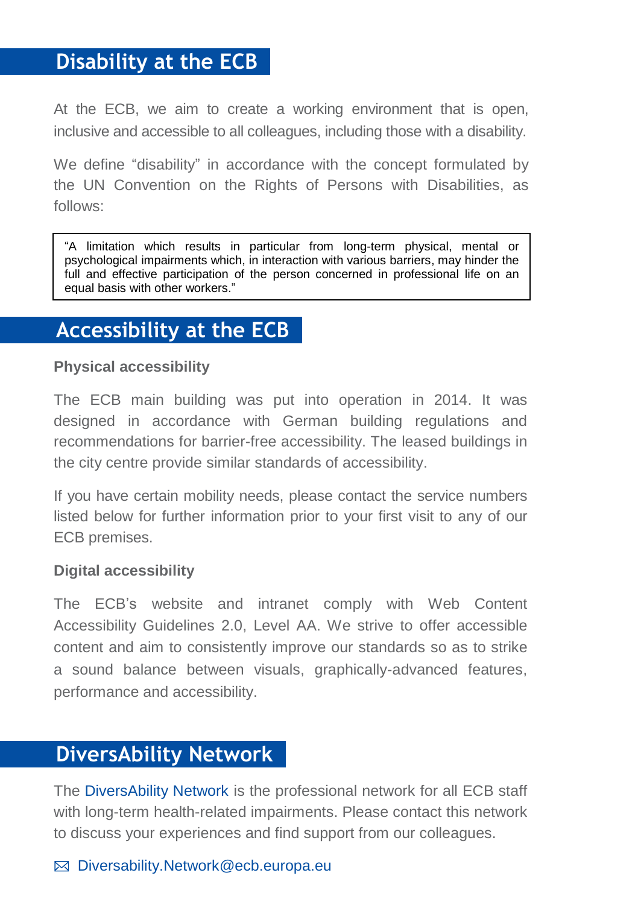## Disability at the ECB

At the ECB, we aim to create a working environment that is open, inclusive and accessible to all colleagues, including those with a disability.

We define “disability” in accordance with the concept formulated by the UN Convention on the Rights of Persons with Disabilities, as follows:

> “A limitation which results in particular from long-term physical, mental or psychological impairments which, in interaction with various barriers, may hinder the full and effective participation of the person concerned in professional life on an equal basis with other workers.”

## Accessibility at the ECB

### Physical accessibility

The ECB main building was put into operation in 2014. It was designed in accordance with German building regulations and recommendations for barrier-free accessibility. The leased buildings in the city centre provide similar standards of accessibility.

If you have certain mobility needs, please contact the service numbers listed below for further information prior to your first visit to any of our ECB premises.

### Digital accessibility

The ECB’s website and intranet comply with Web Content Accessibility Guidelines 2.0, Level AA. We strive to offer accessible content and aim to consistently improve our standards so as to strike a sound balance between visuals, graphically-advanced features, performance and accessibility.

## DiversAbility Network

The DiversAbility Network is the professional network for all ECB staff with long-term health-related impairments. Please contact this network to discuss your experiences and find support from our colleagues.

✉ Diversability.Network@ecb.europa.eu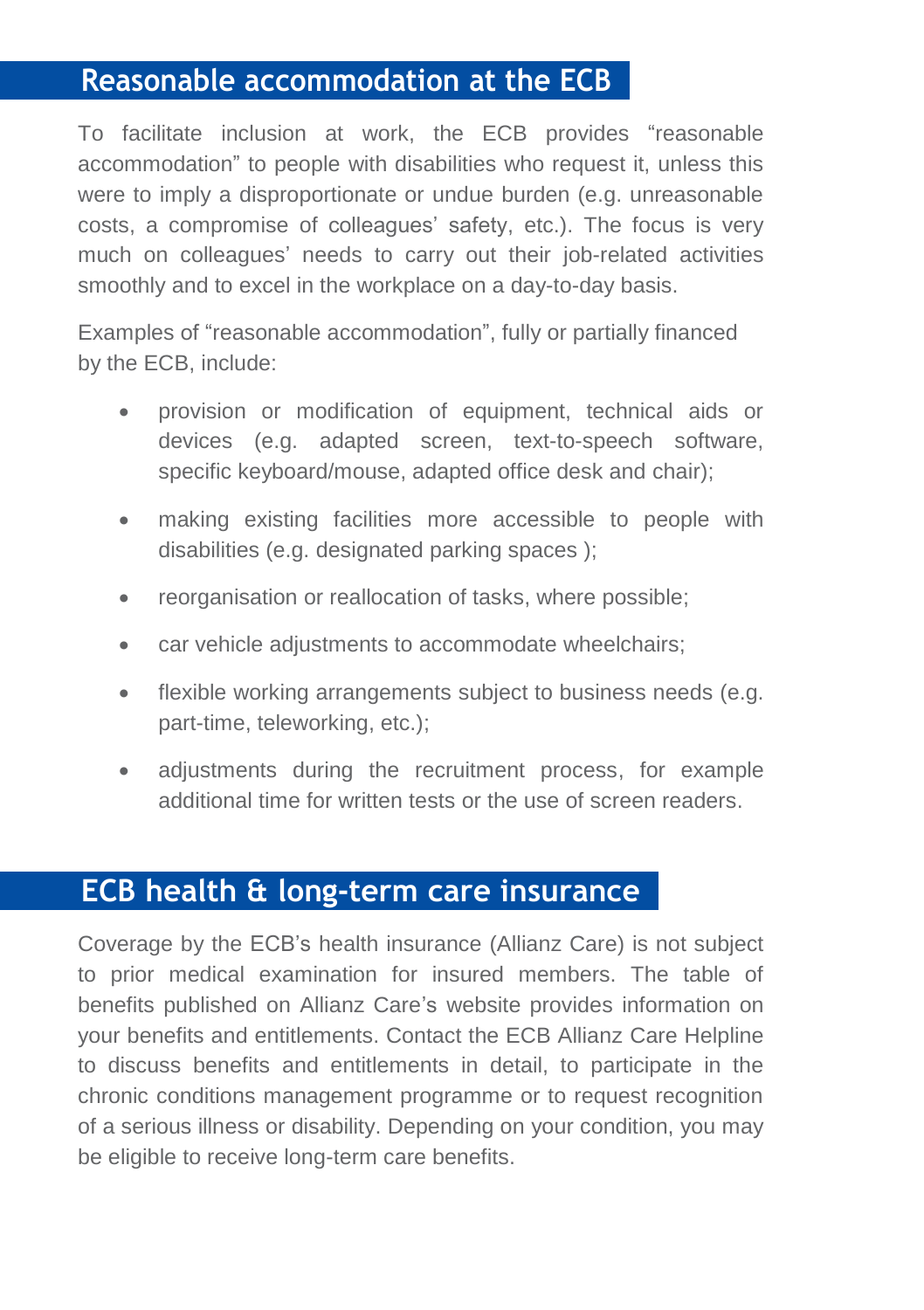## Reasonable accommodation at the ECB

To facilitate inclusion at work, the ECB provides “reasonable accommodation” to people with disabilities who request it, unless this were to imply a disproportionate or undue burden (e.g. unreasonable costs, a compromise of colleagues’ safety, etc.). The focus is very much on colleagues’ needs to carry out their job-related activities smoothly and to excel in the workplace on a day-to-day basis.

Examples of “reasonable accommodation”, fully or partially financed by the ECB, include:

- provision or modification of equipment, technical aids or devices (e.g. adapted screen, text-to-speech software, specific keyboard/mouse, adapted office desk and chair);
- making existing facilities more accessible to people with disabilities (e.g. designated parking spaces );
- reorganisation or reallocation of tasks, where possible;
- car vehicle adjustments to accommodate wheelchairs;
- flexible working arrangements subject to business needs (e.g. part-time, teleworking, etc.);
- adjustments during the recruitment process, for example additional time for written tests or the use of screen readers.

## ECB health & long-term care insurance

Coverage by the ECB’s health insurance (Allianz Care) is not subject to prior medical examination for insured members. The table of benefits published on Allianz Care’s website provides information on your benefits and entitlements. Contact the ECB Allianz Care Helpline to discuss benefits and entitlements in detail, to participate in the chronic conditions management programme or to request recognition of a serious illness or disability. Depending on your condition, you may be eligible to receive long-term care benefits.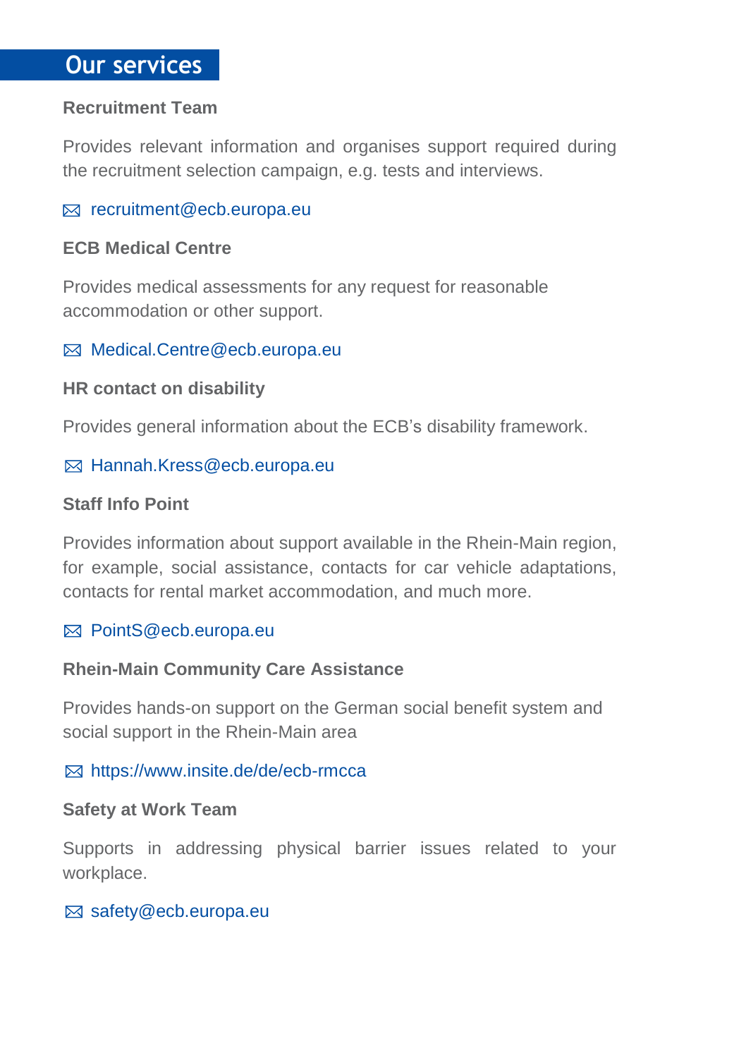## Our services

### Recruitment Team

Provides relevant information and organises support required during the recruitment selection campaign, e.g. tests and interviews.

✉ recruitment@ecb.europa.eu

### ECB Medical Centre

Provides medical assessments for any request for reasonable accommodation or other support.

✉ Medical.Centre@ecb.europa.eu

### HR contact on disability

Provides general information about the ECB's disability framework.

✉ Hannah.Kress@ecb.europa.eu

### Staff Info Point

Provides information about support available in the Rhein-Main region, for example, social assistance, contacts for car vehicle adaptations, contacts for rental market accommodation, and much more.

✉ PointS@ecb.europa.eu

### Rhein-Main Community Care Assistance

Provides hands-on support on the German social benefit system and social support in the Rhein-Main area

✉ https://www.insite.de/de/ecb-rmcca

### Safety at Work Team

Supports in addressing physical barrier issues related to your workplace.

✉ safety@ecb.europa.eu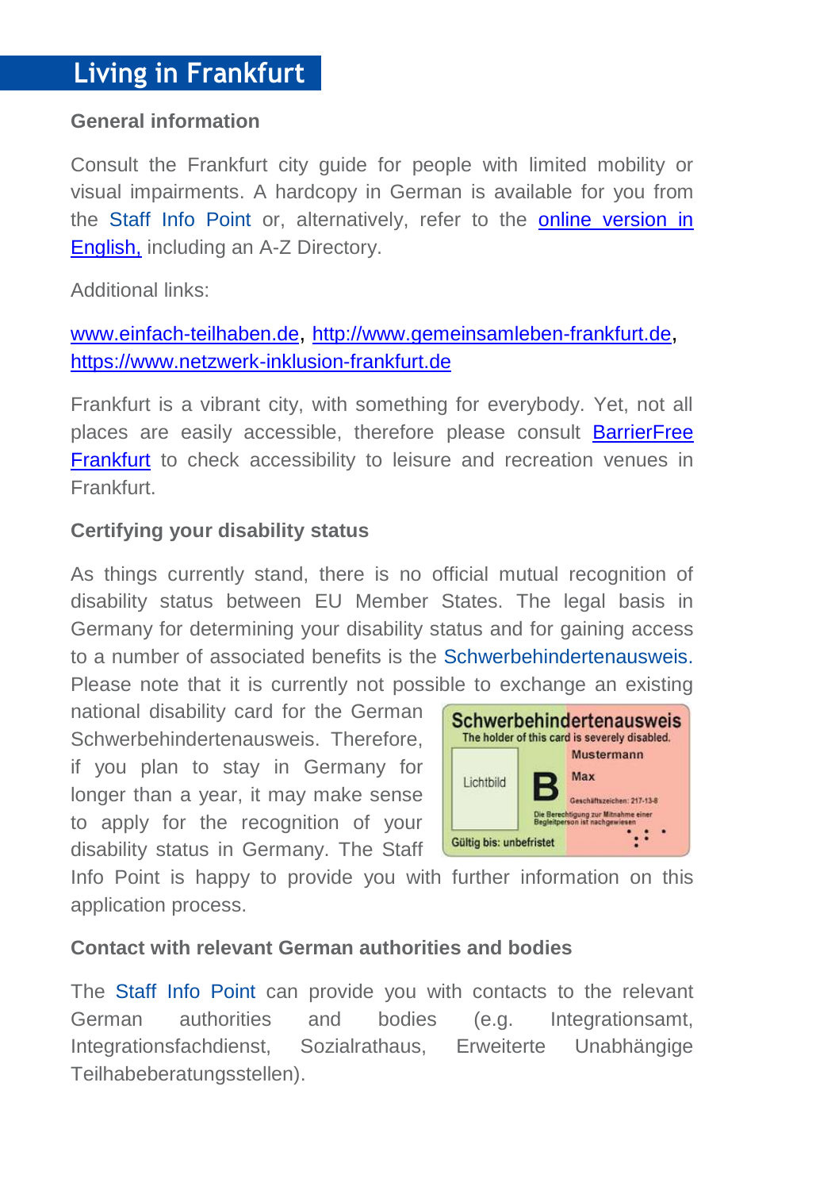# Living in Frankfurt

**General information**

Consult the Frankfurt city guide for people with limited mobility or visual impairments. A hardcopy in German is available for you from the Staff Info Point or, alternatively, refer to the online version in English, including an A-Z Directory.

Additional links:

www.einfach-teilhaben.de, http://www.gemeinsamleben-frankfurt.de, https://www.netzwerk-inklusion-frankfurt.de

Frankfurt is a vibrant city, with something for everybody. Yet, not all places are easily accessible, therefore please consult BarrierFree Frankfurt to check accessibility to leisure and recreation venues in Frankfurt.

**Certifying your disability status**

As things currently stand, there is no official mutual recognition of disability status between EU Member States. The legal basis in Germany for determining your disability status and for gaining access to a number of associated benefits is the Schwerbehindertenausweis. Please note that it is currently not possible to exchange an existing national disability card for the German Schwerbehindertenausweis. Therefore, if you plan to stay in Germany for longer than a year, it may make sense to apply for the recognition of your disability status in Germany. The Staff Info Point is happy to provide you with further information on this application process.

**Contact with relevant German authorities and bodies**

The Staff Info Point can provide you with contacts to the relevant German authorities and bodies (e.g. Integrationsamt, Integrationsfachdienst, Sozialrathaus, Erweiterte Unabhängige Teilhabeberatungsstellen).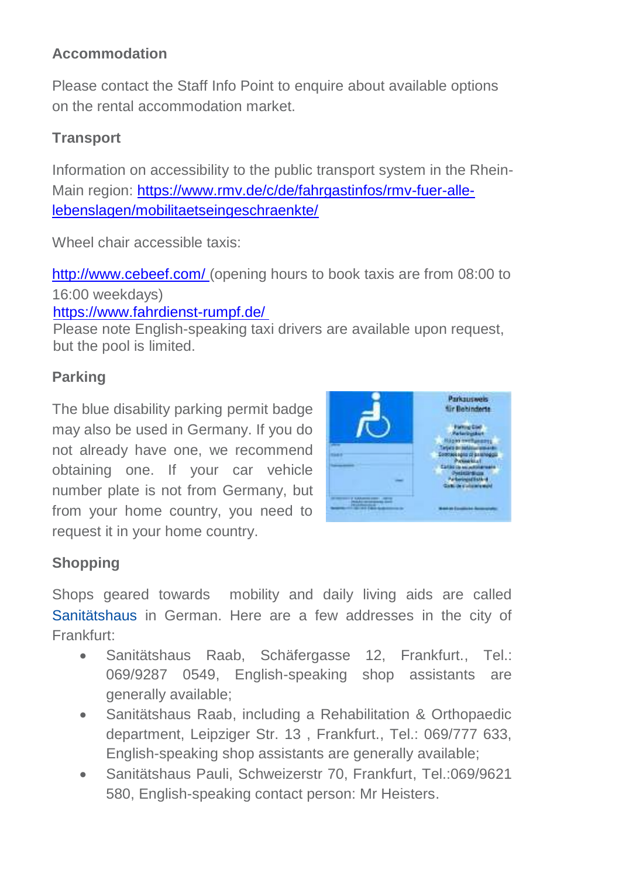### Accommodation

Please contact the Staff Info Point to enquire about available options on the rental accommodation market.

### Transport

Information on accessibility to the public transport system in the Rhein-Main region: [https://www.rmv.de/c/de/fahrgastinfos/rmv-fuer-alle-lebenslagen/mobilitaetseingeschraenkte/](https://www.rmv.de/c/de/fahrgastinfos/rmv-fuer-alle-lebenslagen/mobilitaetseingeschraenkte/)

Wheel chair accessible taxis:

[http://www.cebeef.com/](http://www.cebeef.com/) (opening hours to book taxis are from 08:00 to 16:00 weekdays)
[https://www.fahrdienst-rumpf.de/](https://www.fahrdienst-rumpf.de/)
Please note English-speaking taxi drivers are available upon request, but the pool is limited.

### Parking

The blue disability parking permit badge may also be used in Germany. If you do not already have one, we recommend obtaining one. If your car vehicle number plate is not from Germany, but from your home country, you need to request it in your home country.

### Shopping

Shops geared towards mobility and daily living aids are called Sanitätshaus in German. Here are a few addresses in the city of Frankfurt:

- Sanitätshaus Raab, Schäfergasse 12, Frankfurt., Tel.: 069/9287 0549, English-speaking shop assistants are generally available;
- Sanitätshaus Raab, including a Rehabilitation & Orthopaedic department, Leipziger Str. 13 , Frankfurt., Tel.: 069/777 633, English-speaking shop assistants are generally available;
- Sanitätshaus Pauli, Schweizerstr 70, Frankfurt, Tel.:069/9621 580, English-speaking contact person: Mr Heisters.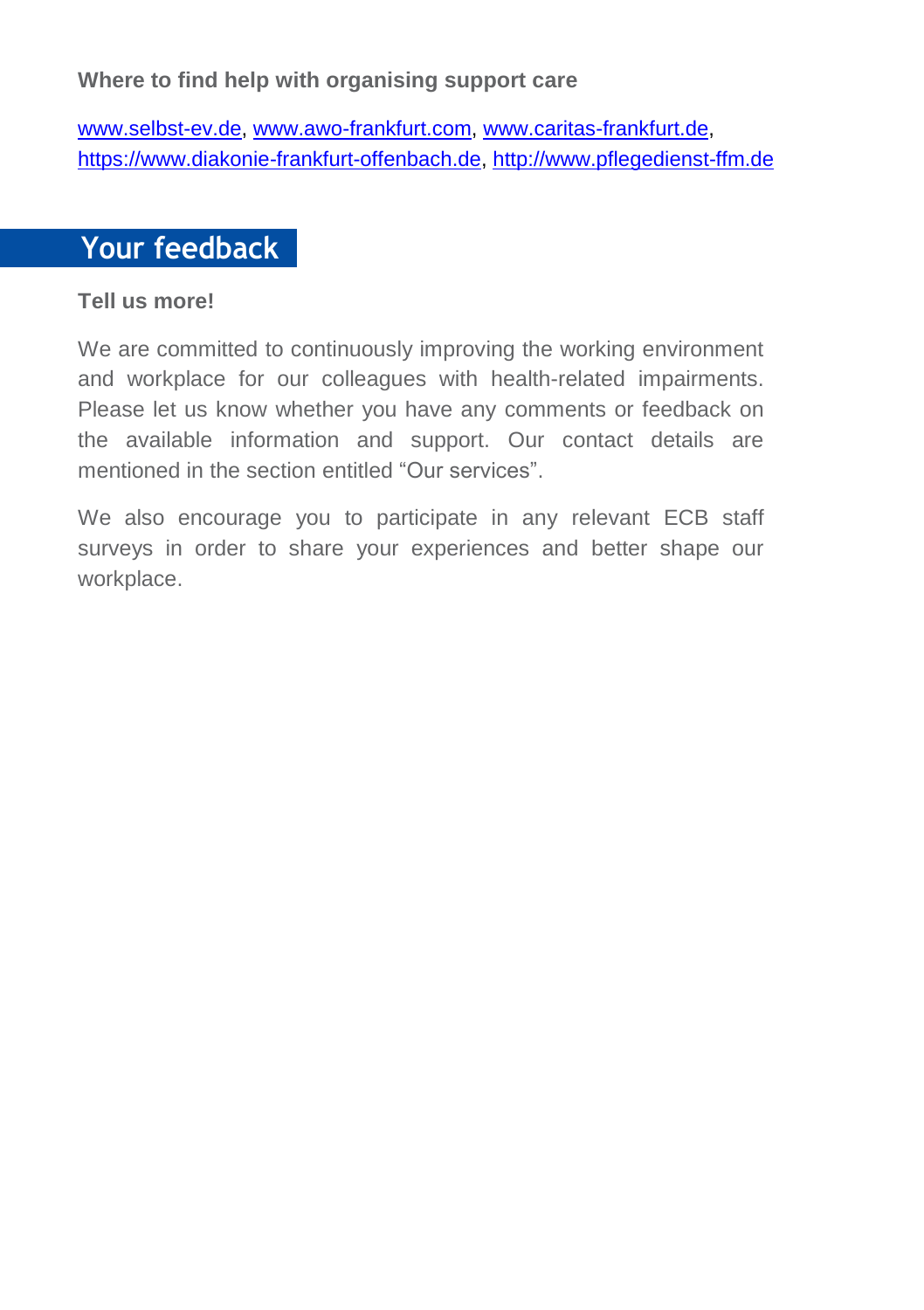**Where to find help with organising support care**

www.selbst-ev.de, www.awo-frankfurt.com, www.caritas-frankfurt.de, https://www.diakonie-frankfurt-offenbach.de, http://www.pflegedienst-ffm.de

## Your feedback

**Tell us more!**

We are committed to continuously improving the working environment and workplace for our colleagues with health-related impairments. Please let us know whether you have any comments or feedback on the available information and support. Our contact details are mentioned in the section entitled “Our services”.

We also encourage you to participate in any relevant ECB staff surveys in order to share your experiences and better shape our workplace.